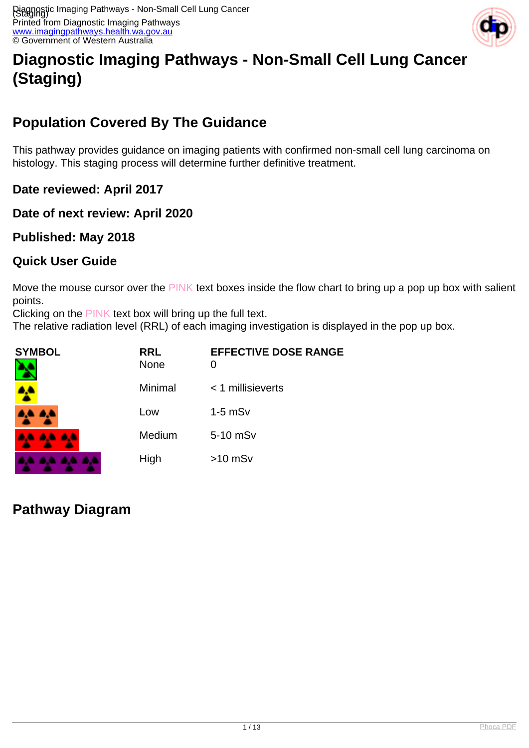# Diagnostic Imaging Pathways - Non-Small Cell Lung Cancer (Staging)

## Population Covered By The Guidance

This pathway provides guidance on imaging patients with confirmed non-small cell lung carcinoma on histology. This staging process will determine further definitive treatment.

### Date reviewed: April 2017

### Date of next review: April 2020

### Published: May 2018

### Quick User Guide

Move the mouse cursor over the PINK text boxes inside the flow chart to bring up a pop up box with salient points.
Clicking on the PINK text box will bring up the full text.
The relative radiation level (RRL) of each imaging investigation is displayed in the pop up box.

| SYMBOL | RRL | EFFECTIVE DOSE RANGE |
| --- | --- | --- |
| | None | 0 |
| | Minimal | < 1 millisieverts |
| | Low | 1-5 mSv |
| | Medium | 5-10 mSv |
| | High | >10 mSv |

## Pathway Diagram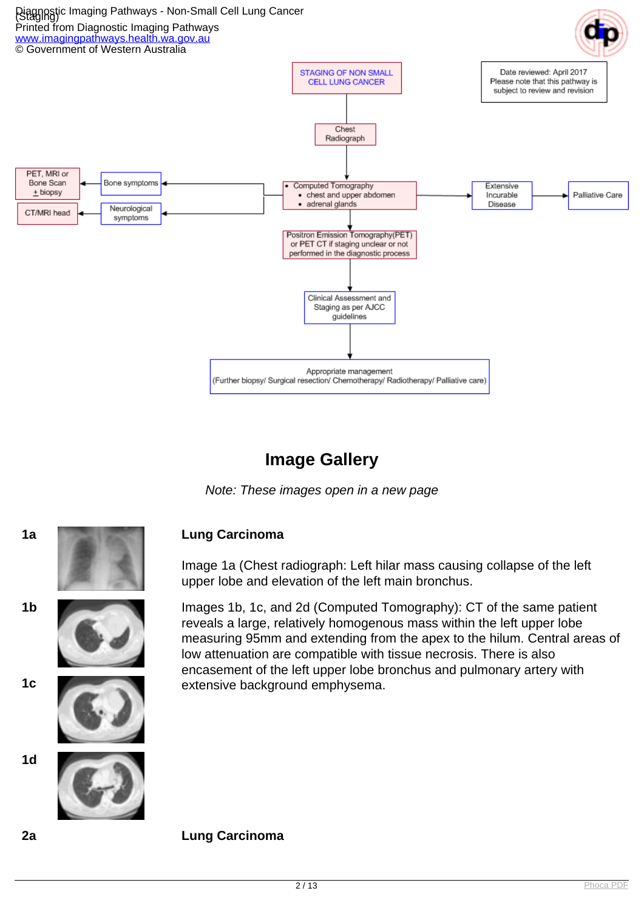STAGING OF NON SMALL CELL LUNG CANCER

Date reviewed: April 2017
Please note that this pathway is subject to review and revision

Chest Radiograph

Computed Tomography
- chest and upper abdomen
- adrenal glands

Bone symptoms → PET, MRI or Bone Scan ± biopsy

Neurological symptoms → CT/MRI head

Extensive Incurable Disease → Palliative Care

Positron Emission Tomography(PET) or PET CT if staging unclear or not performed in the diagnostic process

Clinical Assessment and Staging as per AJCC guidelines

Appropriate management
(Further biopsy/ Surgical resection/ Chemotherapy/ Radiotherapy/ Palliative care)

## Image Gallery

*Note: These images open in a new page*

**1a**

**1b**

**1c**

**1d**

### Lung Carcinoma

Image 1a (Chest radiograph: Left hilar mass causing collapse of the left upper lobe and elevation of the left main bronchus.

Images 1b, 1c, and 2d (Computed Tomography): CT of the same patient reveals a large, relatively homogenous mass within the left upper lobe measuring 95mm and extending from the apex to the hilum. Central areas of low attenuation are compatible with tissue necrosis. There is also encasement of the left upper lobe bronchus and pulmonary artery with extensive background emphysema.

**2a**

### Lung Carcinoma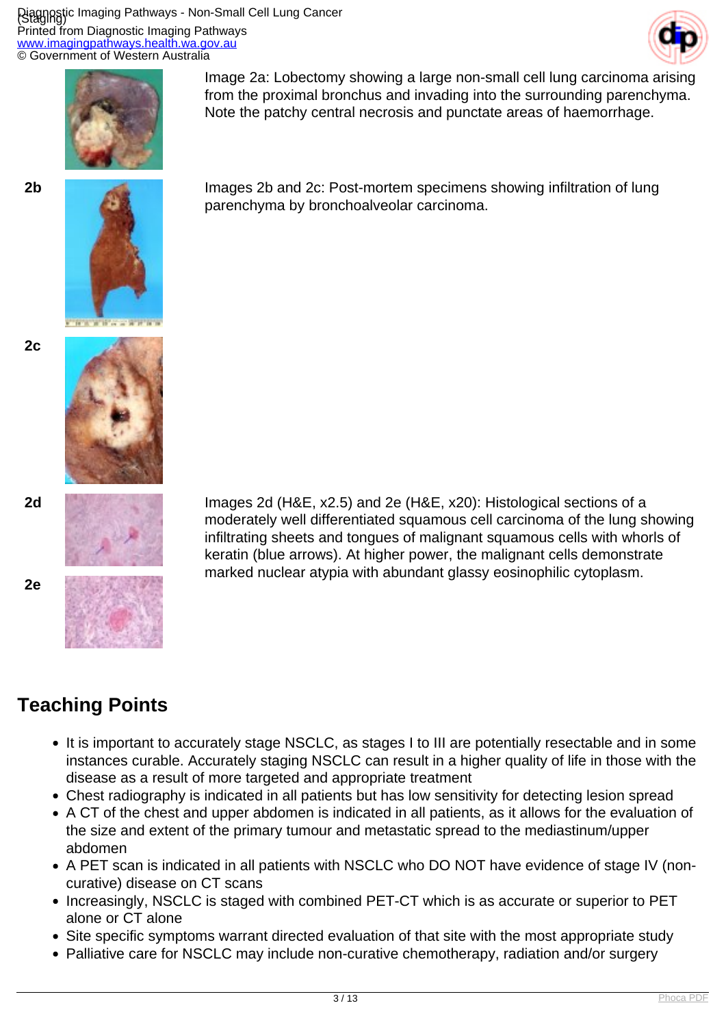Image 2a: Lobectomy showing a large non-small cell lung carcinoma arising from the proximal bronchus and invading into the surrounding parenchyma. Note the patchy central necrosis and punctate areas of haemorrhage.

2b

Images 2b and 2c: Post-mortem specimens showing infiltration of lung parenchyma by bronchoalveolar carcinoma.

2c

2d

Images 2d (H&E, x2.5) and 2e (H&E, x20): Histological sections of a moderately well differentiated squamous cell carcinoma of the lung showing infiltrating sheets and tongues of malignant squamous cells with whorls of keratin (blue arrows). At higher power, the malignant cells demonstrate marked nuclear atypia with abundant glassy eosinophilic cytoplasm.

2e

## Teaching Points

- It is important to accurately stage NSCLC, as stages I to III are potentially resectable and in some instances curable. Accurately staging NSCLC can result in a higher quality of life in those with the disease as a result of more targeted and appropriate treatment
- Chest radiography is indicated in all patients but has low sensitivity for detecting lesion spread
- A CT of the chest and upper abdomen is indicated in all patients, as it allows for the evaluation of the size and extent of the primary tumour and metastatic spread to the mediastinum/upper abdomen
- A PET scan is indicated in all patients with NSCLC who DO NOT have evidence of stage IV (non-curative) disease on CT scans
- Increasingly, NSCLC is staged with combined PET-CT which is as accurate or superior to PET alone or CT alone
- Site specific symptoms warrant directed evaluation of that site with the most appropriate study
- Palliative care for NSCLC may include non-curative chemotherapy, radiation and/or surgery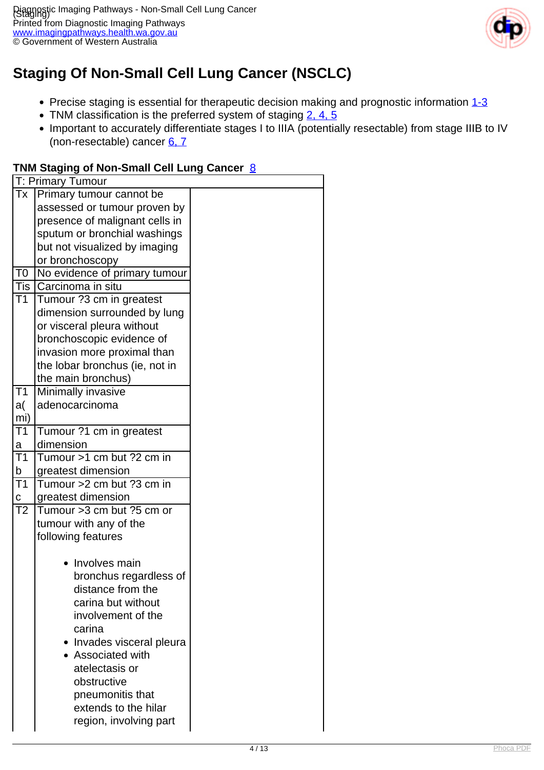# Staging Of Non-Small Cell Lung Cancer (NSCLC)

- Precise staging is essential for therapeutic decision making and prognostic information [1-3]
- TNM classification is the preferred system of staging [2, 4, 5]
- Important to accurately differentiate stages I to IIIA (potentially resectable) from stage IIIB to IV (non-resectable) cancer [6, 7]

**TNM Staging of Non-Small Cell Lung Cancer** [8]

| T: Primary Tumour | | |
|---|---|---|
| Tx | Primary tumour cannot be assessed or tumour proven by presence of malignant cells in sputum or bronchial washings but not visualized by imaging or bronchoscopy | |
| T0 | No evidence of primary tumour | |
| Tis | Carcinoma in situ | |
| T1 | Tumour ?3 cm in greatest dimension surrounded by lung or visceral pleura without bronchoscopic evidence of invasion more proximal than the lobar bronchus (ie, not in the main bronchus) | |
| T1a(mi) | Minimally invasive adenocarcinoma | |
| T1a | Tumour ?1 cm in greatest dimension | |
| T1b | Tumour >1 cm but ?2 cm in greatest dimension | |
| T1c | Tumour >2 cm but ?3 cm in greatest dimension | |
| T2 | Tumour >3 cm but ?5 cm or tumour with any of the following features<br><br>- Involves main bronchus regardless of distance from the carina but without involvement of the carina<br>- Invades visceral pleura<br>- Associated with atelectasis or obstructive pneumonitis that extends to the hilar region, involving part | |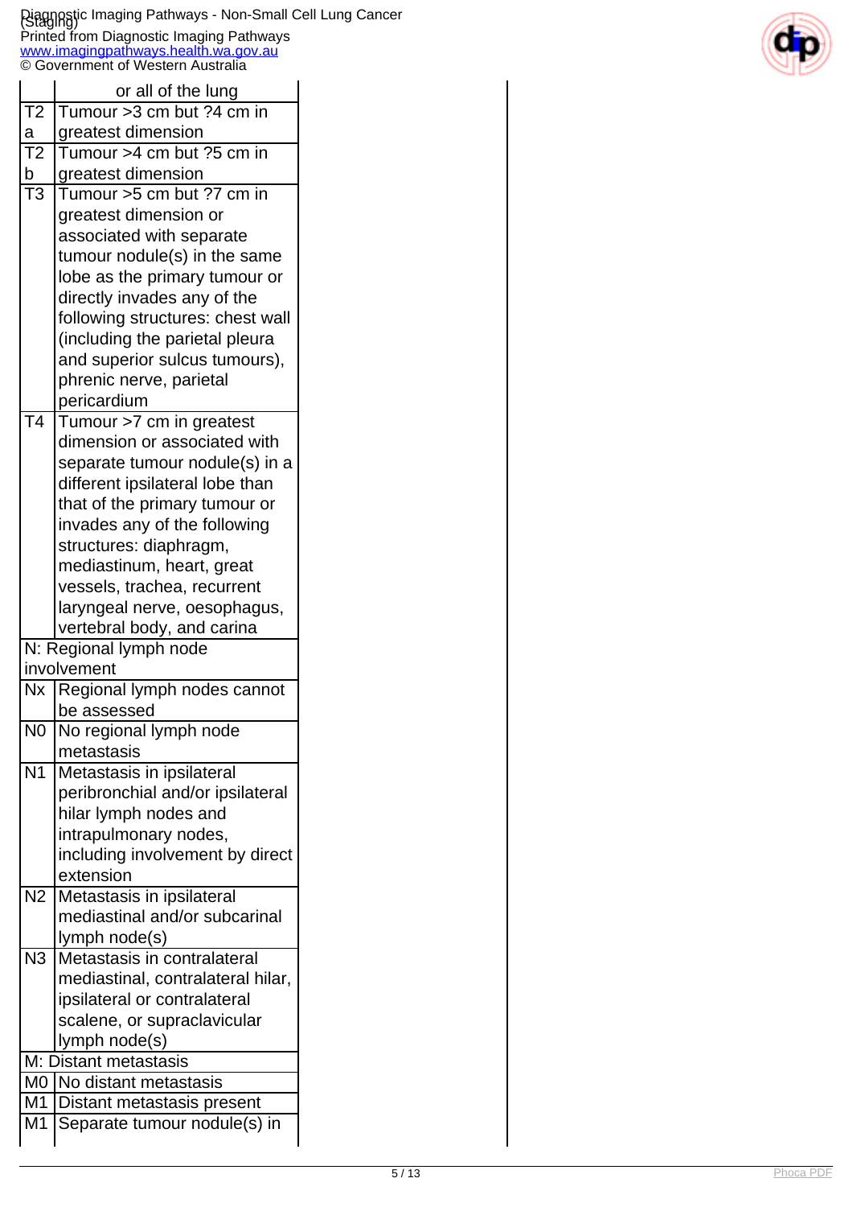| | |
|---|---|
| | or all of the lung |
| T2a | Tumour >3 cm but ?4 cm in greatest dimension |
| T2b | Tumour >4 cm but ?5 cm in greatest dimension |
| T3 | Tumour >5 cm but ?7 cm in greatest dimension or associated with separate tumour nodule(s) in the same lobe as the primary tumour or directly invades any of the following structures: chest wall (including the parietal pleura and superior sulcus tumours), phrenic nerve, parietal pericardium |
| T4 | Tumour >7 cm in greatest dimension or associated with separate tumour nodule(s) in a different ipsilateral lobe than that of the primary tumour or invades any of the following structures: diaphragm, mediastinum, heart, great vessels, trachea, recurrent laryngeal nerve, oesophagus, vertebral body, and carina |
| N: Regional lymph node involvement | |
| Nx | Regional lymph nodes cannot be assessed |
| N0 | No regional lymph node metastasis |
| N1 | Metastasis in ipsilateral peribronchial and/or ipsilateral hilar lymph nodes and intrapulmonary nodes, including involvement by direct extension |
| N2 | Metastasis in ipsilateral mediastinal and/or subcarinal lymph node(s) |
| N3 | Metastasis in contralateral mediastinal, contralateral hilar, ipsilateral or contralateral scalene, or supraclavicular lymph node(s) |
| M: Distant metastasis | |
| M0 | No distant metastasis |
| M1 | Distant metastasis present |
| M1 | Separate tumour nodule(s) in |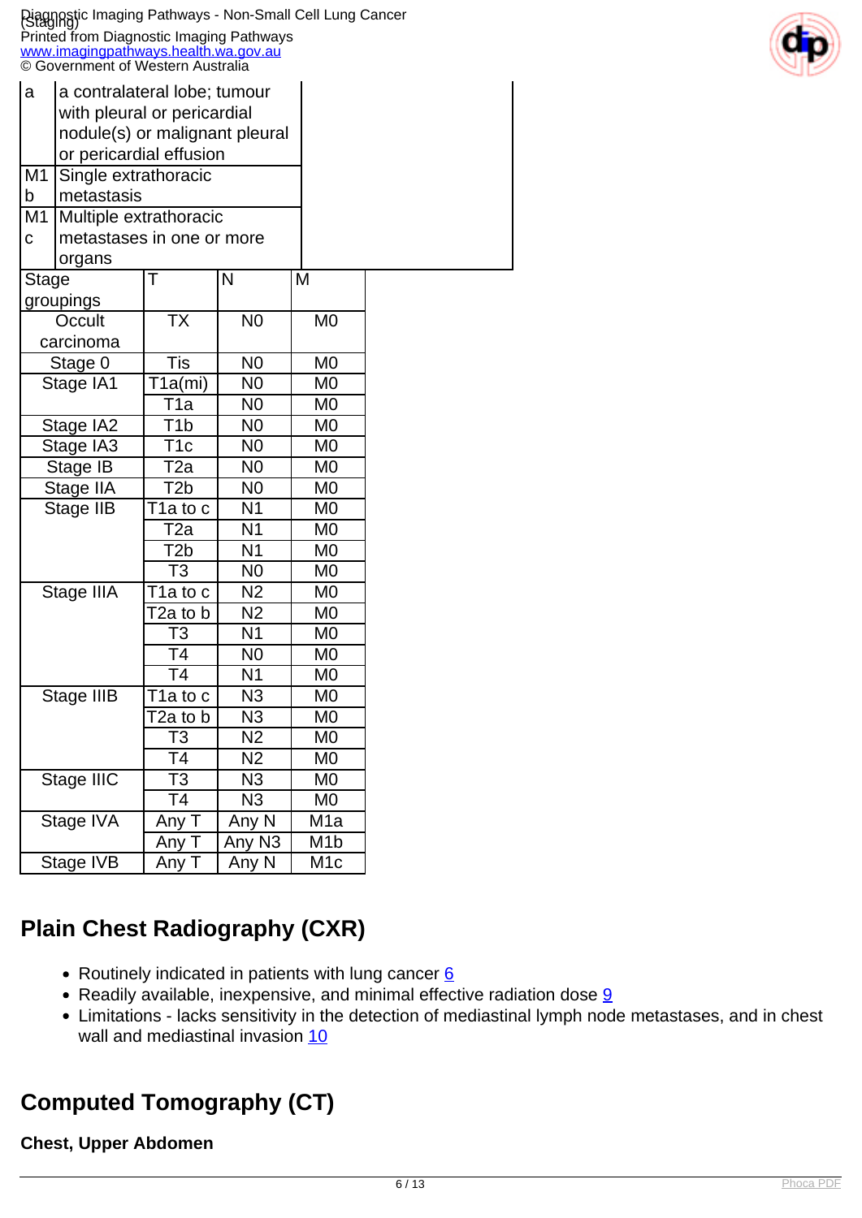| | |
|---|---|
| a | a contralateral lobe; tumour with pleural or pericardial nodule(s) or malignant pleural or pericardial effusion |
| M1 b | Single extrathoracic metastasis |
| M1 c | Multiple extrathoracic metastases in one or more organs |

| Stage groupings | T | N | M |
|---|---|---|---|
| Occult carcinoma | TX | N0 | M0 |
| Stage 0 | Tis | N0 | M0 |
| Stage IA1 | T1a(mi) | N0 | M0 |
| | T1a | N0 | M0 |
| Stage IA2 | T1b | N0 | M0 |
| Stage IA3 | T1c | N0 | M0 |
| Stage IB | T2a | N0 | M0 |
| Stage IIA | T2b | N0 | M0 |
| Stage IIB | T1a to c | N1 | M0 |
| | T2a | N1 | M0 |
| | T2b | N1 | M0 |
| | T3 | N0 | M0 |
| Stage IIIA | T1a to c | N2 | M0 |
| | T2a to b | N2 | M0 |
| | T3 | N1 | M0 |
| | T4 | N0 | M0 |
| | T4 | N1 | M0 |
| Stage IIIB | T1a to c | N3 | M0 |
| | T2a to b | N3 | M0 |
| | T3 | N2 | M0 |
| | T4 | N2 | M0 |
| Stage IIIC | T3 | N3 | M0 |
| | T4 | N3 | M0 |
| Stage IVA | Any T | Any N | M1a |
| | Any T | Any N3 | M1b |
| Stage IVB | Any T | Any N | M1c |

## Plain Chest Radiography (CXR)

- Routinely indicated in patients with lung cancer [6]
- Readily available, inexpensive, and minimal effective radiation dose [9]
- Limitations - lacks sensitivity in the detection of mediastinal lymph node metastases, and in chest wall and mediastinal invasion [10]

## Computed Tomography (CT)

**Chest, Upper Abdomen**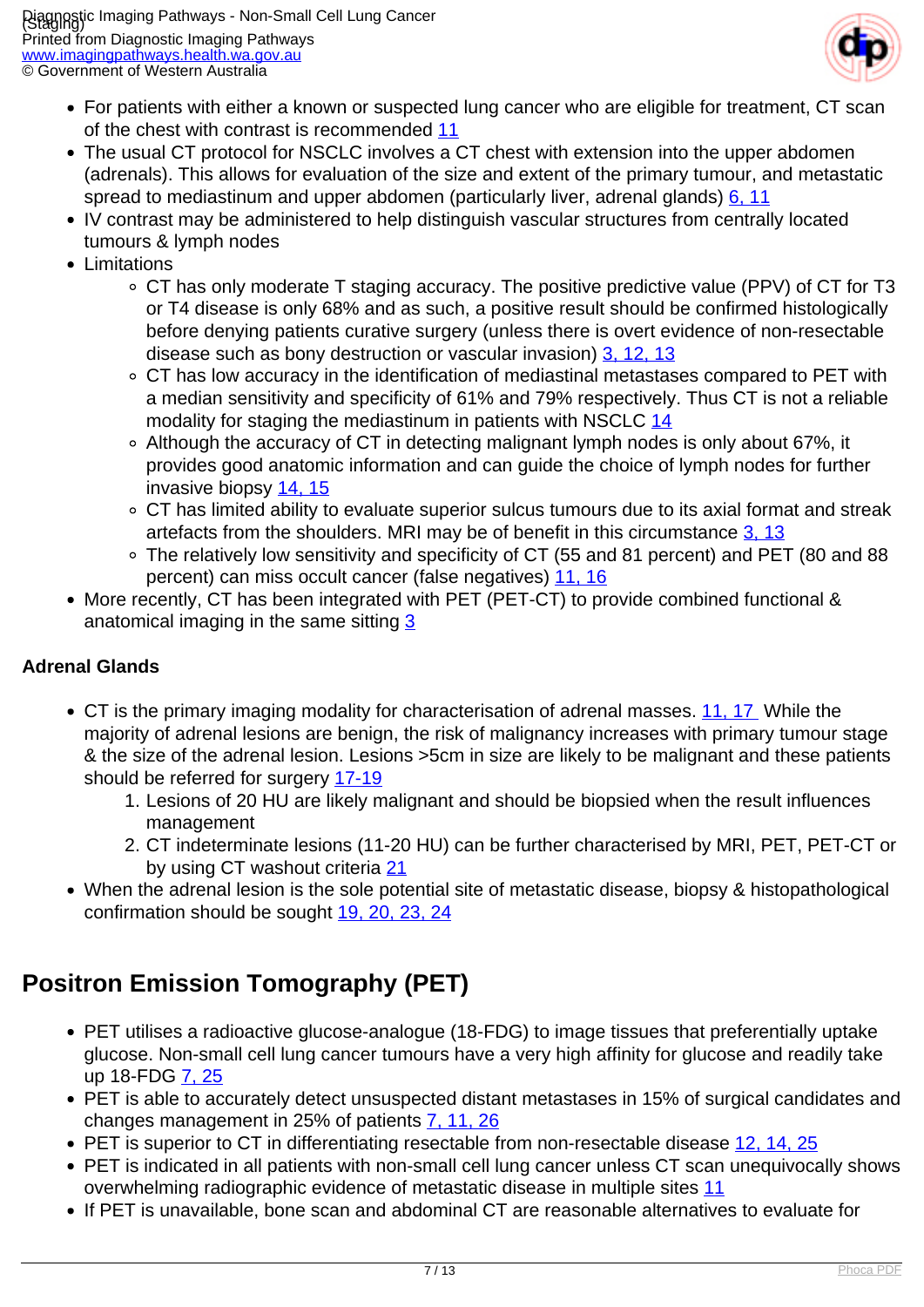- For patients with either a known or suspected lung cancer who are eligible for treatment, CT scan of the chest with contrast is recommended 11
- The usual CT protocol for NSCLC involves a CT chest with extension into the upper abdomen (adrenals). This allows for evaluation of the size and extent of the primary tumour, and metastatic spread to mediastinum and upper abdomen (particularly liver, adrenal glands) 6, 11
- IV contrast may be administered to help distinguish vascular structures from centrally located tumours & lymph nodes
- Limitations
  - CT has only moderate T staging accuracy. The positive predictive value (PPV) of CT for T3 or T4 disease is only 68% and as such, a positive result should be confirmed histologically before denying patients curative surgery (unless there is overt evidence of non-resectable disease such as bony destruction or vascular invasion) 3, 12, 13
  - CT has low accuracy in the identification of mediastinal metastases compared to PET with a median sensitivity and specificity of 61% and 79% respectively. Thus CT is not a reliable modality for staging the mediastinum in patients with NSCLC 14
  - Although the accuracy of CT in detecting malignant lymph nodes is only about 67%, it provides good anatomic information and can guide the choice of lymph nodes for further invasive biopsy 14, 15
  - CT has limited ability to evaluate superior sulcus tumours due to its axial format and streak artefacts from the shoulders. MRI may be of benefit in this circumstance 3, 13
  - The relatively low sensitivity and specificity of CT (55 and 81 percent) and PET (80 and 88 percent) can miss occult cancer (false negatives) 11, 16
- More recently, CT has been integrated with PET (PET-CT) to provide combined functional & anatomical imaging in the same sitting 3

**Adrenal Glands**

- CT is the primary imaging modality for characterisation of adrenal masses. 11, 17 While the majority of adrenal lesions are benign, the risk of malignancy increases with primary tumour stage & the size of the adrenal lesion. Lesions >5cm in size are likely to be malignant and these patients should be referred for surgery 17-19
  1. Lesions of 20 HU are likely malignant and should be biopsied when the result influences management
  2. CT indeterminate lesions (11-20 HU) can be further characterised by MRI, PET, PET-CT or by using CT washout criteria 21
- When the adrenal lesion is the sole potential site of metastatic disease, biopsy & histopathological confirmation should be sought 19, 20, 23, 24

## Positron Emission Tomography (PET)

- PET utilises a radioactive glucose-analogue (18-FDG) to image tissues that preferentially uptake glucose. Non-small cell lung cancer tumours have a very high affinity for glucose and readily take up 18-FDG 7, 25
- PET is able to accurately detect unsuspected distant metastases in 15% of surgical candidates and changes management in 25% of patients 7, 11, 26
- PET is superior to CT in differentiating resectable from non-resectable disease 12, 14, 25
- PET is indicated in all patients with non-small cell lung cancer unless CT scan unequivocally shows overwhelming radiographic evidence of metastatic disease in multiple sites 11
- If PET is unavailable, bone scan and abdominal CT are reasonable alternatives to evaluate for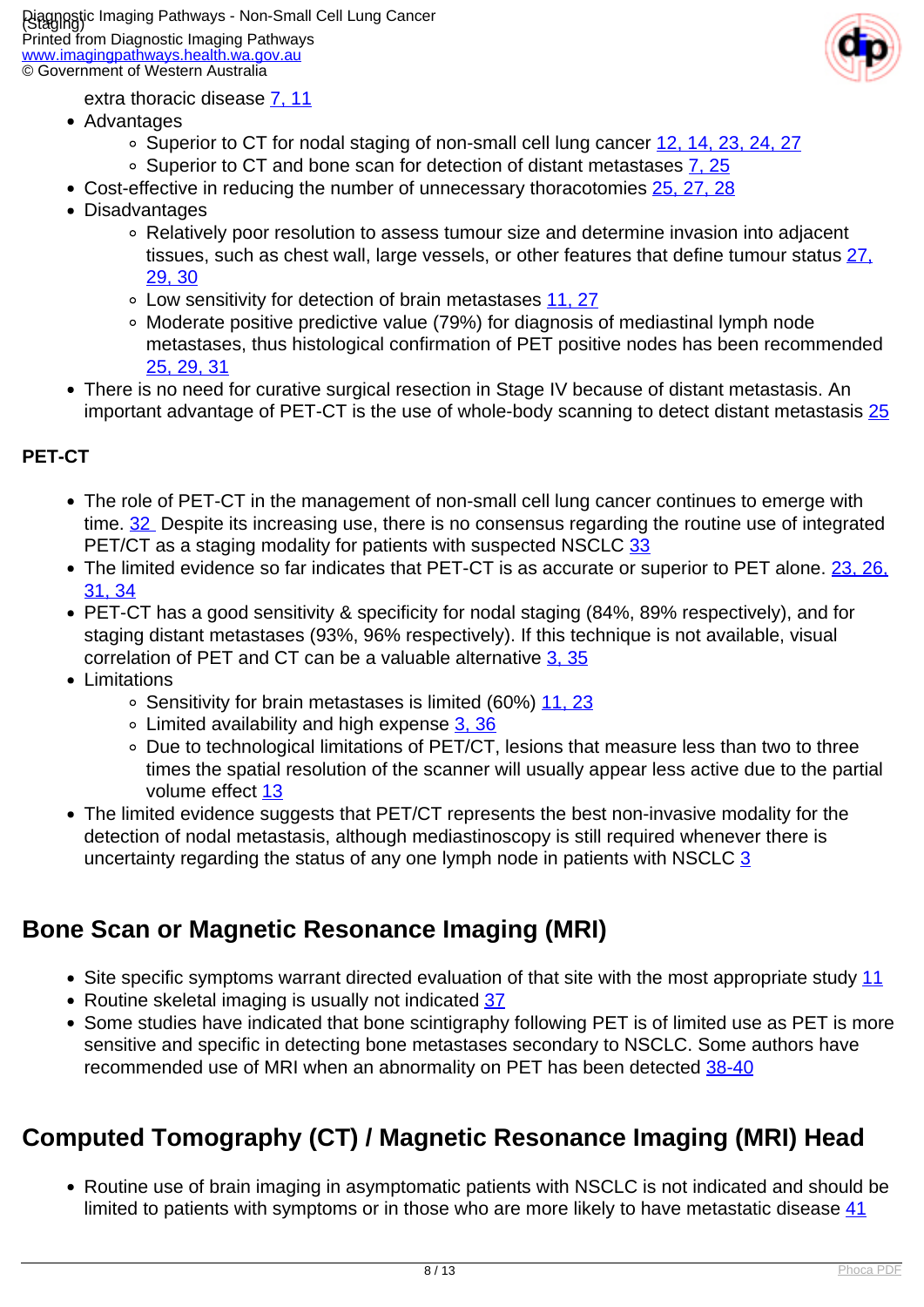extra thoracic disease 7, 11

- Advantages
    - Superior to CT for nodal staging of non-small cell lung cancer 12, 14, 23, 24, 27
    - Superior to CT and bone scan for detection of distant metastases 7, 25
- Cost-effective in reducing the number of unnecessary thoracotomies 25, 27, 28
- Disadvantages
    - Relatively poor resolution to assess tumour size and determine invasion into adjacent tissues, such as chest wall, large vessels, or other features that define tumour status 27, 29, 30
    - Low sensitivity for detection of brain metastases 11, 27
    - Moderate positive predictive value (79%) for diagnosis of mediastinal lymph node metastases, thus histological confirmation of PET positive nodes has been recommended 25, 29, 31
- There is no need for curative surgical resection in Stage IV because of distant metastasis. An important advantage of PET-CT is the use of whole-body scanning to detect distant metastasis 25

**PET-CT**

- The role of PET-CT in the management of non-small cell lung cancer continues to emerge with time. 32 Despite its increasing use, there is no consensus regarding the routine use of integrated PET/CT as a staging modality for patients with suspected NSCLC 33
- The limited evidence so far indicates that PET-CT is as accurate or superior to PET alone. 23, 26, 31, 34
- PET-CT has a good sensitivity & specificity for nodal staging (84%, 89% respectively), and for staging distant metastases (93%, 96% respectively). If this technique is not available, visual correlation of PET and CT can be a valuable alternative 3, 35
- Limitations
    - Sensitivity for brain metastases is limited (60%) 11, 23
    - Limited availability and high expense 3, 36
    - Due to technological limitations of PET/CT, lesions that measure less than two to three times the spatial resolution of the scanner will usually appear less active due to the partial volume effect 13
- The limited evidence suggests that PET/CT represents the best non-invasive modality for the detection of nodal metastasis, although mediastinoscopy is still required whenever there is uncertainty regarding the status of any one lymph node in patients with NSCLC 3

## Bone Scan or Magnetic Resonance Imaging (MRI)

- Site specific symptoms warrant directed evaluation of that site with the most appropriate study 11
- Routine skeletal imaging is usually not indicated 37
- Some studies have indicated that bone scintigraphy following PET is of limited use as PET is more sensitive and specific in detecting bone metastases secondary to NSCLC. Some authors have recommended use of MRI when an abnormality on PET has been detected 38-40

## Computed Tomography (CT) / Magnetic Resonance Imaging (MRI) Head

- Routine use of brain imaging in asymptomatic patients with NSCLC is not indicated and should be limited to patients with symptoms or in those who are more likely to have metastatic disease 41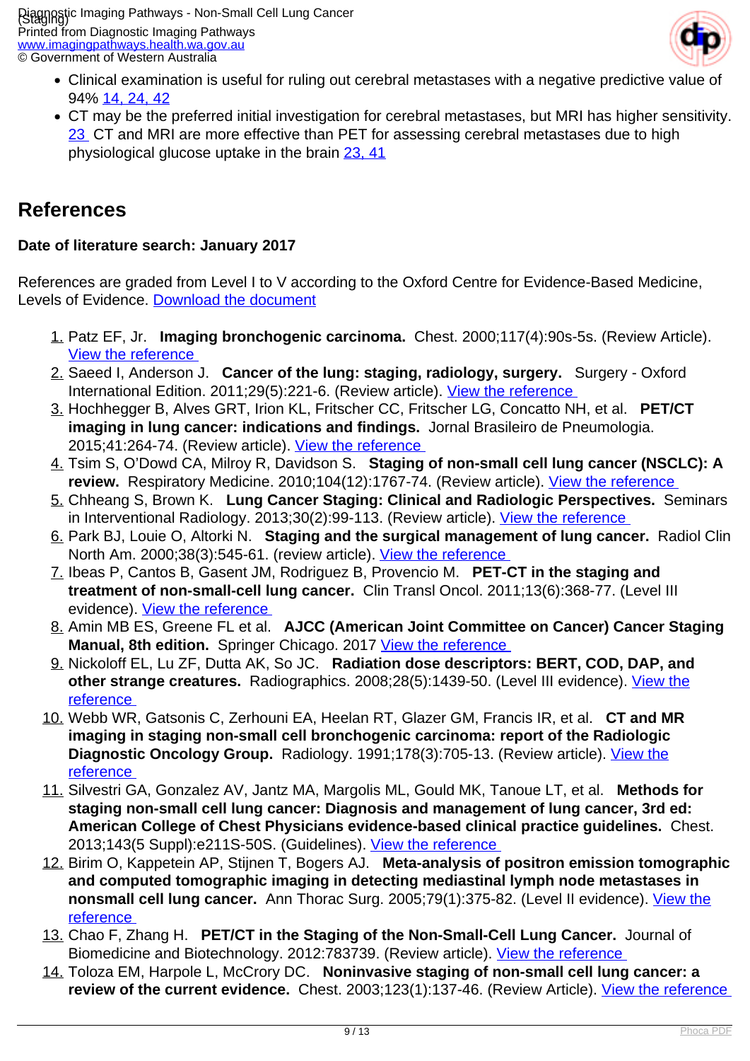- Clinical examination is useful for ruling out cerebral metastases with a negative predictive value of 94% 14, 24, 42
- CT may be the preferred initial investigation for cerebral metastases, but MRI has higher sensitivity. 23 CT and MRI are more effective than PET for assessing cerebral metastases due to high physiological glucose uptake in the brain 23, 41

## References

**Date of literature search: January 2017**

References are graded from Level I to V according to the Oxford Centre for Evidence-Based Medicine, Levels of Evidence. Download the document

1. Patz EF, Jr. **Imaging bronchogenic carcinoma.** Chest. 2000;117(4):90s-5s. (Review Article). View the reference
2. Saeed I, Anderson J. **Cancer of the lung: staging, radiology, surgery.** Surgery - Oxford International Edition. 2011;29(5):221-6. (Review article). View the reference
3. Hochhegger B, Alves GRT, Irion KL, Fritscher CC, Fritscher LG, Concatto NH, et al. **PET/CT imaging in lung cancer: indications and findings.** Jornal Brasileiro de Pneumologia. 2015;41:264-74. (Review article). View the reference
4. Tsim S, O'Dowd CA, Milroy R, Davidson S. **Staging of non-small cell lung cancer (NSCLC): A review.** Respiratory Medicine. 2010;104(12):1767-74. (Review article). View the reference
5. Chheang S, Brown K. **Lung Cancer Staging: Clinical and Radiologic Perspectives.** Seminars in Interventional Radiology. 2013;30(2):99-113. (Review article). View the reference
6. Park BJ, Louie O, Altorki N. **Staging and the surgical management of lung cancer.** Radiol Clin North Am. 2000;38(3):545-61. (review article). View the reference
7. Ibeas P, Cantos B, Gasent JM, Rodriguez B, Provencio M. **PET-CT in the staging and treatment of non-small-cell lung cancer.** Clin Transl Oncol. 2011;13(6):368-77. (Level III evidence). View the reference
8. Amin MB ES, Greene FL et al. **AJCC (American Joint Committee on Cancer) Cancer Staging Manual, 8th edition.** Springer Chicago. 2017 View the reference
9. Nickoloff EL, Lu ZF, Dutta AK, So JC. **Radiation dose descriptors: BERT, COD, DAP, and other strange creatures.** Radiographics. 2008;28(5):1439-50. (Level III evidence). View the reference
10. Webb WR, Gatsonis C, Zerhouni EA, Heelan RT, Glazer GM, Francis IR, et al. **CT and MR imaging in staging non-small cell bronchogenic carcinoma: report of the Radiologic Diagnostic Oncology Group.** Radiology. 1991;178(3):705-13. (Review article). View the reference
11. Silvestri GA, Gonzalez AV, Jantz MA, Margolis ML, Gould MK, Tanoue LT, et al. **Methods for staging non-small cell lung cancer: Diagnosis and management of lung cancer, 3rd ed: American College of Chest Physicians evidence-based clinical practice guidelines.** Chest. 2013;143(5 Suppl):e211S-50S. (Guidelines). View the reference
12. Birim O, Kappetein AP, Stijnen T, Bogers AJ. **Meta-analysis of positron emission tomographic and computed tomographic imaging in detecting mediastinal lymph node metastases in nonsmall cell lung cancer.** Ann Thorac Surg. 2005;79(1):375-82. (Level II evidence). View the reference
13. Chao F, Zhang H. **PET/CT in the Staging of the Non-Small-Cell Lung Cancer.** Journal of Biomedicine and Biotechnology. 2012:783739. (Review article). View the reference
14. Toloza EM, Harpole L, McCrory DC. **Noninvasive staging of non-small cell lung cancer: a review of the current evidence.** Chest. 2003;123(1):137-46. (Review Article). View the reference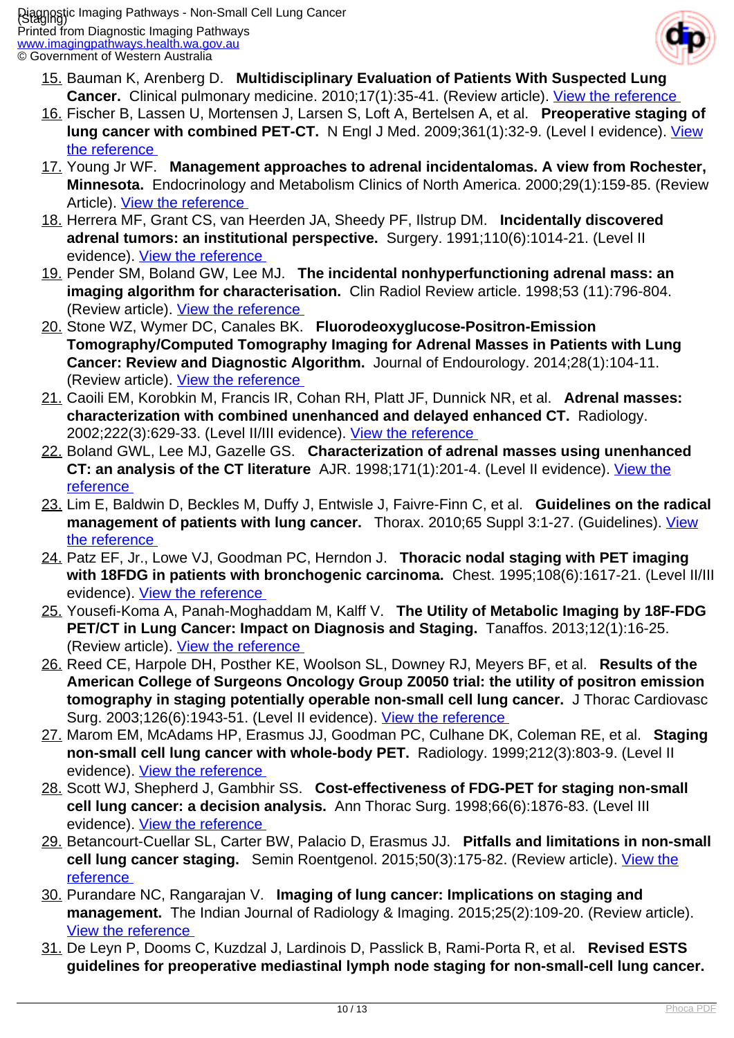15. Bauman K, Arenberg D. **Multidisciplinary Evaluation of Patients With Suspected Lung Cancer.** Clinical pulmonary medicine. 2010;17(1):35-41. (Review article). View the reference
16. Fischer B, Lassen U, Mortensen J, Larsen S, Loft A, Bertelsen A, et al. **Preoperative staging of lung cancer with combined PET-CT.** N Engl J Med. 2009;361(1):32-9. (Level I evidence). View the reference
17. Young Jr WF. **Management approaches to adrenal incidentalomas. A view from Rochester, Minnesota.** Endocrinology and Metabolism Clinics of North America. 2000;29(1):159-85. (Review Article). View the reference
18. Herrera MF, Grant CS, van Heerden JA, Sheedy PF, Ilstrup DM. **Incidentally discovered adrenal tumors: an institutional perspective.** Surgery. 1991;110(6):1014-21. (Level II evidence). View the reference
19. Pender SM, Boland GW, Lee MJ. **The incidental nonhyperfunctioning adrenal mass: an imaging algorithm for characterisation.** Clin Radiol Review article. 1998;53 (11):796-804. (Review article). View the reference
20. Stone WZ, Wymer DC, Canales BK. **Fluorodeoxyglucose-Positron-Emission Tomography/Computed Tomography Imaging for Adrenal Masses in Patients with Lung Cancer: Review and Diagnostic Algorithm.** Journal of Endourology. 2014;28(1):104-11. (Review article). View the reference
21. Caoili EM, Korobkin M, Francis IR, Cohan RH, Platt JF, Dunnick NR, et al. **Adrenal masses: characterization with combined unenhanced and delayed enhanced CT.** Radiology. 2002;222(3):629-33. (Level II/III evidence). View the reference
22. Boland GWL, Lee MJ, Gazelle GS. **Characterization of adrenal masses using unenhanced CT: an analysis of the CT literature** AJR. 1998;171(1):201-4. (Level II evidence). View the reference
23. Lim E, Baldwin D, Beckles M, Duffy J, Entwisle J, Faivre-Finn C, et al. **Guidelines on the radical management of patients with lung cancer.** Thorax. 2010;65 Suppl 3:1-27. (Guidelines). View the reference
24. Patz EF, Jr., Lowe VJ, Goodman PC, Herndon J. **Thoracic nodal staging with PET imaging with 18FDG in patients with bronchogenic carcinoma.** Chest. 1995;108(6):1617-21. (Level II/III evidence). View the reference
25. Yousefi-Koma A, Panah-Moghaddam M, Kalff V. **The Utility of Metabolic Imaging by 18F-FDG PET/CT in Lung Cancer: Impact on Diagnosis and Staging.** Tanaffos. 2013;12(1):16-25. (Review article). View the reference
26. Reed CE, Harpole DH, Posther KE, Woolson SL, Downey RJ, Meyers BF, et al. **Results of the American College of Surgeons Oncology Group Z0050 trial: the utility of positron emission tomography in staging potentially operable non-small cell lung cancer.** J Thorac Cardiovasc Surg. 2003;126(6):1943-51. (Level II evidence). View the reference
27. Marom EM, McAdams HP, Erasmus JJ, Goodman PC, Culhane DK, Coleman RE, et al. **Staging non-small cell lung cancer with whole-body PET.** Radiology. 1999;212(3):803-9. (Level II evidence). View the reference
28. Scott WJ, Shepherd J, Gambhir SS. **Cost-effectiveness of FDG-PET for staging non-small cell lung cancer: a decision analysis.** Ann Thorac Surg. 1998;66(6):1876-83. (Level III evidence). View the reference
29. Betancourt-Cuellar SL, Carter BW, Palacio D, Erasmus JJ. **Pitfalls and limitations in non-small cell lung cancer staging.** Semin Roentgenol. 2015;50(3):175-82. (Review article). View the reference
30. Purandare NC, Rangarajan V. **Imaging of lung cancer: Implications on staging and management.** The Indian Journal of Radiology & Imaging. 2015;25(2):109-20. (Review article). View the reference
31. De Leyn P, Dooms C, Kuzdzal J, Lardinois D, Passlick B, Rami-Porta R, et al. **Revised ESTS guidelines for preoperative mediastinal lymph node staging for non-small-cell lung cancer.**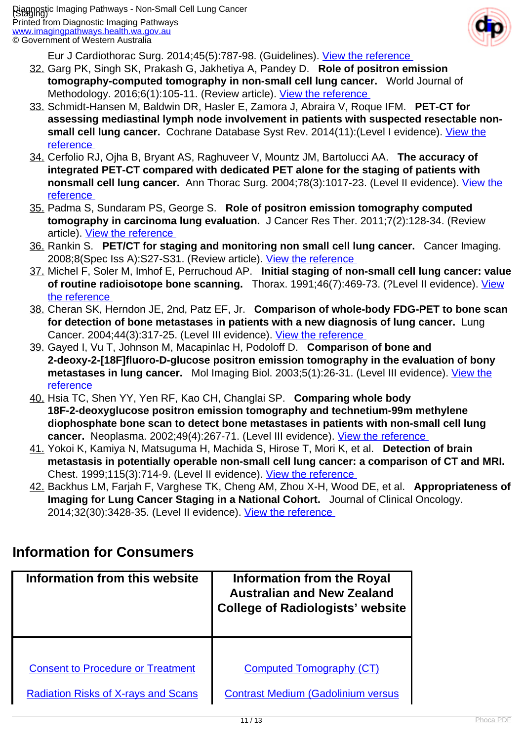Eur J Cardiothorac Surg. 2014;45(5):787-98. (Guidelines). [View the reference](#)

32. Garg PK, Singh SK, Prakash G, Jakhetiya A, Pandey D. **Role of positron emission tomography-computed tomography in non-small cell lung cancer.** World Journal of Methodology. 2016;6(1):105-11. (Review article). [View the reference](#)
33. Schmidt-Hansen M, Baldwin DR, Hasler E, Zamora J, Abraira V, Roque IFM. **PET-CT for assessing mediastinal lymph node involvement in patients with suspected resectable non-small cell lung cancer.** Cochrane Database Syst Rev. 2014(11):(Level I evidence). [View the reference](#)
34. Cerfolio RJ, Ojha B, Bryant AS, Raghuveer V, Mountz JM, Bartolucci AA. **The accuracy of integrated PET-CT compared with dedicated PET alone for the staging of patients with nonsmall cell lung cancer.** Ann Thorac Surg. 2004;78(3):1017-23. (Level II evidence). [View the reference](#)
35. Padma S, Sundaram PS, George S. **Role of positron emission tomography computed tomography in carcinoma lung evaluation.** J Cancer Res Ther. 2011;7(2):128-34. (Review article). [View the reference](#)
36. Rankin S. **PET/CT for staging and monitoring non small cell lung cancer.** Cancer Imaging. 2008;8(Spec Iss A):S27-S31. (Review article). [View the reference](#)
37. Michel F, Soler M, Imhof E, Perruchoud AP. **Initial staging of non-small cell lung cancer: value of routine radioisotope bone scanning.** Thorax. 1991;46(7):469-73. (?Level II evidence). [View the reference](#)
38. Cheran SK, Herndon JE, 2nd, Patz EF, Jr. **Comparison of whole-body FDG-PET to bone scan for detection of bone metastases in patients with a new diagnosis of lung cancer.** Lung Cancer. 2004;44(3):317-25. (Level III evidence). [View the reference](#)
39. Gayed I, Vu T, Johnson M, Macapinlac H, Podoloff D. **Comparison of bone and 2-deoxy-2-[18F]fluoro-D-glucose positron emission tomography in the evaluation of bony metastases in lung cancer.** Mol Imaging Biol. 2003;5(1):26-31. (Level III evidence). [View the reference](#)
40. Hsia TC, Shen YY, Yen RF, Kao CH, Changlai SP. **Comparing whole body 18F-2-deoxyglucose positron emission tomography and technetium-99m methylene diophosphate bone scan to detect bone metastases in patients with non-small cell lung cancer.** Neoplasma. 2002;49(4):267-71. (Level III evidence). [View the reference](#)
41. Yokoi K, Kamiya N, Matsuguma H, Machida S, Hirose T, Mori K, et al. **Detection of brain metastasis in potentially operable non-small cell lung cancer: a comparison of CT and MRI.** Chest. 1999;115(3):714-9. (Level II evidence). [View the reference](#)
42. Backhus LM, Farjah F, Varghese TK, Cheng AM, Zhou X-H, Wood DE, et al. **Appropriateness of Imaging for Lung Cancer Staging in a National Cohort.** Journal of Clinical Oncology. 2014;32(30):3428-35. (Level II evidence). [View the reference](#)

## Information for Consumers

| Information from this website | Information from the Royal Australian and New Zealand College of Radiologists' website |
|---|---|
| [Consent to Procedure or Treatment](#) | [Computed Tomography (CT)](#) |
| [Radiation Risks of X-rays and Scans](#) | [Contrast Medium (Gadolinium versus](#) |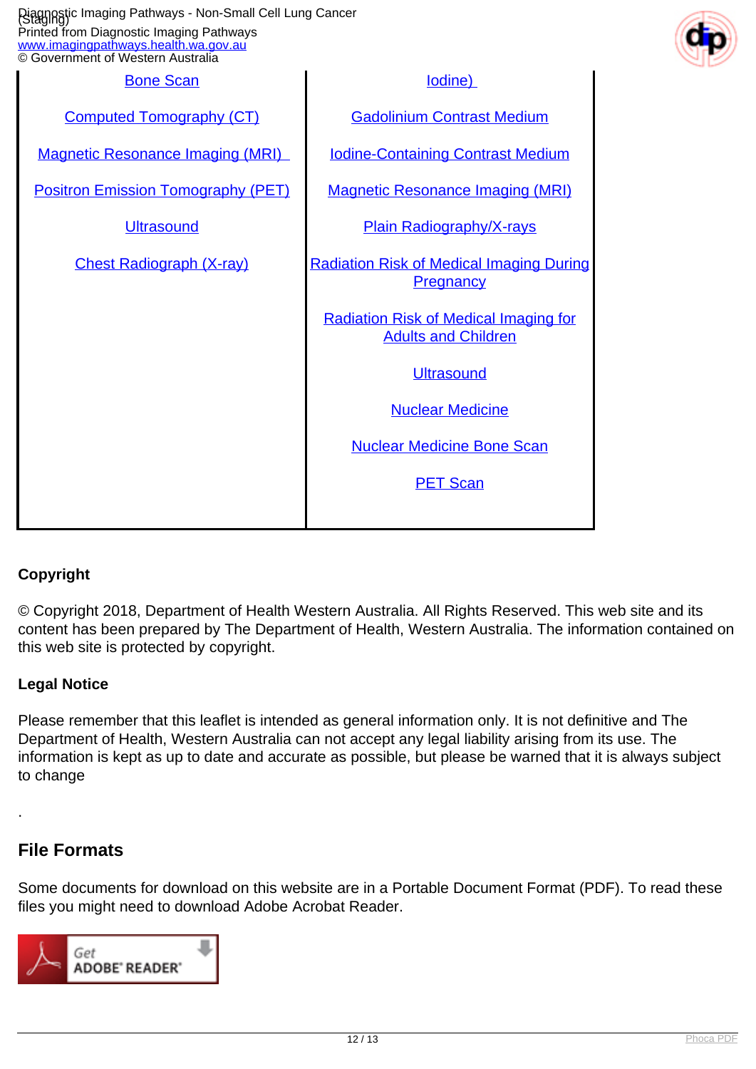| Bone Scan | Iodine) |
| --- | --- |
| Computed Tomography (CT) | Gadolinium Contrast Medium |
| Magnetic Resonance Imaging (MRI) | Iodine-Containing Contrast Medium |
| Positron Emission Tomography (PET) | Magnetic Resonance Imaging (MRI) |
| Ultrasound | Plain Radiography/X-rays |
| Chest Radiograph (X-ray) | Radiation Risk of Medical Imaging During Pregnancy |
| | Radiation Risk of Medical Imaging for Adults and Children |
| | Ultrasound |
| | Nuclear Medicine |
| | Nuclear Medicine Bone Scan |
| | PET Scan |

**Copyright**

© Copyright 2018, Department of Health Western Australia. All Rights Reserved. This web site and its content has been prepared by The Department of Health, Western Australia. The information contained on this web site is protected by copyright.

**Legal Notice**

Please remember that this leaflet is intended as general information only. It is not definitive and The Department of Health, Western Australia can not accept any legal liability arising from its use. The information is kept as up to date and accurate as possible, but please be warned that it is always subject to change

.

## File Formats

Some documents for download on this website are in a Portable Document Format (PDF). To read these files you might need to download Adobe Acrobat Reader.

Get ADOBE® READER®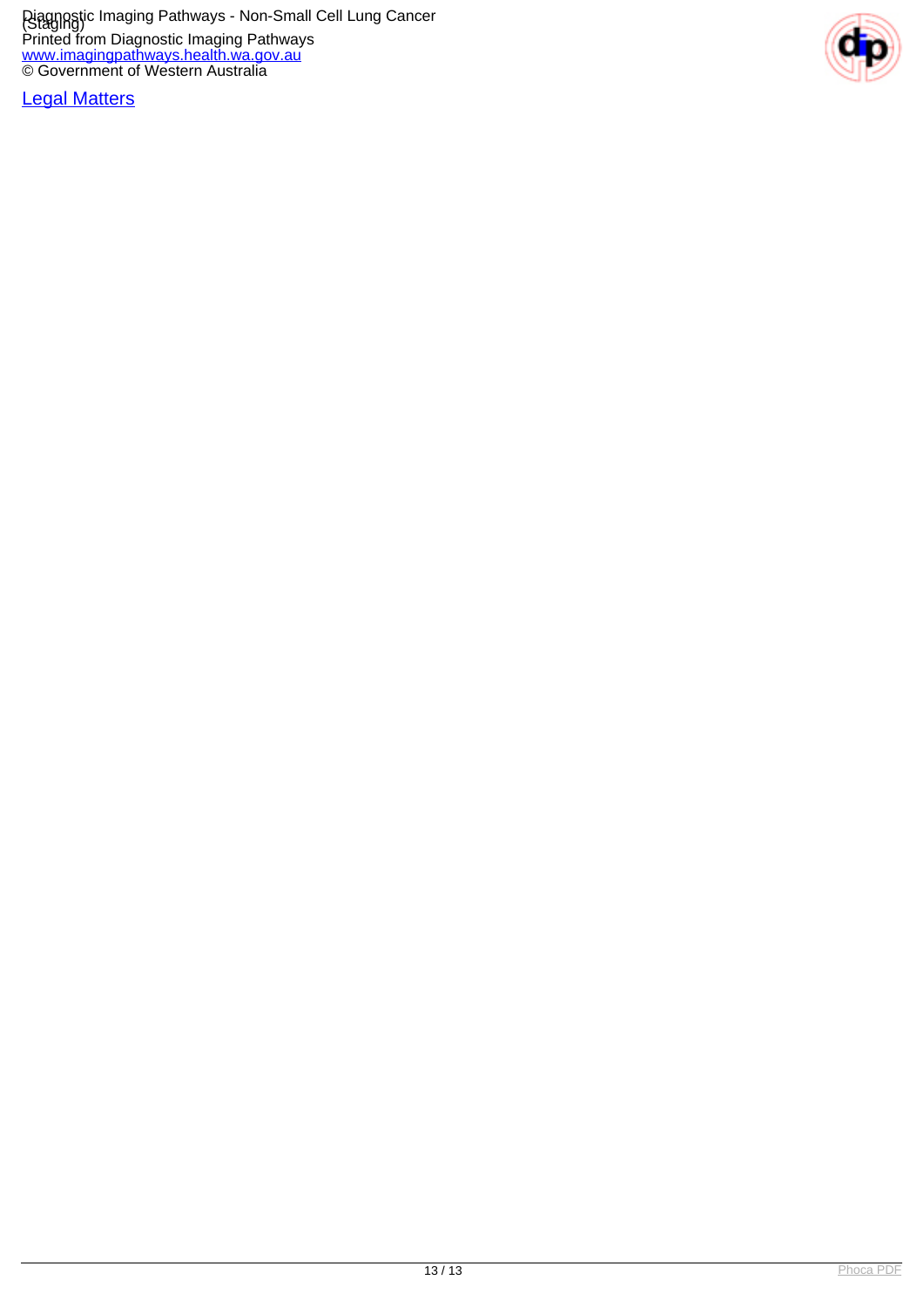[Legal Matters]